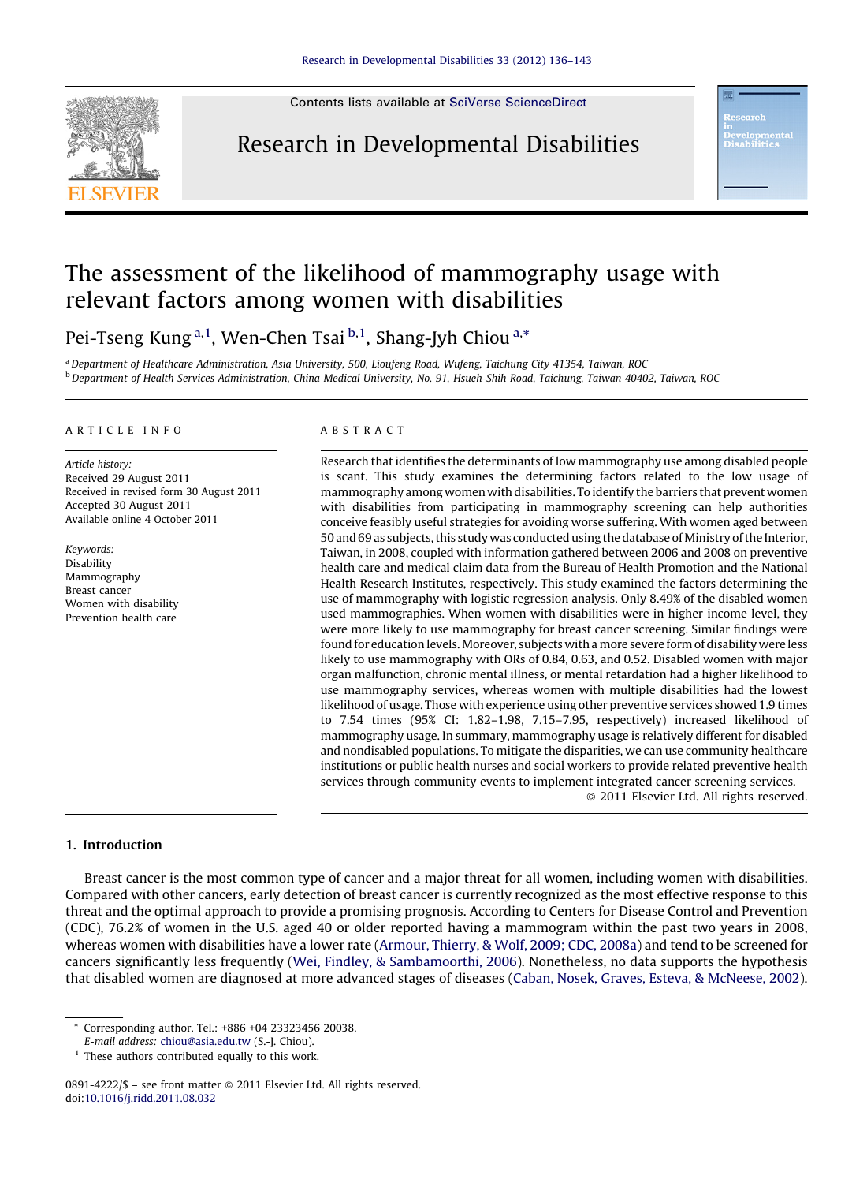# The assessment of the likelihood of mammography usage with relevant factors among women with disabilities

Pei-Tseng Kung [a,1], Wen-Chen Tsai [b,1], Shang-Jyh Chiou [a,*]

[a] Department of Healthcare Administration, Asia University, 500, Lioufeng Road, Wufeng, Taichung City 41354, Taiwan, ROC

[b] Department of Health Services Administration, China Medical University, No. 91, Hsueh-Shih Road, Taichung, Taiwan 40402, Taiwan, ROC

## ARTICLE INFO

*Article history:*
Received 29 August 2011
Received in revised form 30 August 2011
Accepted 30 August 2011
Available online 4 October 2011

*Keywords:*
Disability
Mammography
Breast cancer
Women with disability
Prevention health care

## ABSTRACT

Research that identifies the determinants of low mammography use among disabled people is scant. This study examines the determining factors related to the low usage of mammography among women with disabilities. To identify the barriers that prevent women with disabilities from participating in mammography screening can help authorities conceive feasibly useful strategies for avoiding worse suffering. With women aged between 50 and 69 as subjects, this study was conducted using the database of Ministry of the Interior, Taiwan, in 2008, coupled with information gathered between 2006 and 2008 on preventive health care and medical claim data from the Bureau of Health Promotion and the National Health Research Institutes, respectively. This study examined the factors determining the use of mammography with logistic regression analysis. Only 8.49% of the disabled women used mammographies. When women with disabilities were in higher income level, they were more likely to use mammography for breast cancer screening. Similar findings were found for education levels. Moreover, subjects with a more severe form of disability were less likely to use mammography with ORs of 0.84, 0.63, and 0.52. Disabled women with major organ malfunction, chronic mental illness, or mental retardation had a higher likelihood to use mammography services, whereas women with multiple disabilities had the lowest likelihood of usage. Those with experience using other preventive services showed 1.9 times to 7.54 times (95% CI: 1.82–1.98, 7.15–7.95, respectively) increased likelihood of mammography usage. In summary, mammography usage is relatively different for disabled and nondisabled populations. To mitigate the disparities, we can use community healthcare institutions or public health nurses and social workers to provide related preventive health services through community events to implement integrated cancer screening services.

© 2011 Elsevier Ltd. All rights reserved.

## 1. Introduction

Breast cancer is the most common type of cancer and a major threat for all women, including women with disabilities. Compared with other cancers, early detection of breast cancer is currently recognized as the most effective response to this threat and the optimal approach to provide a promising prognosis. According to Centers for Disease Control and Prevention (CDC), 76.2% of women in the U.S. aged 40 or older reported having a mammogram within the past two years in 2008, whereas women with disabilities have a lower rate (Armour, Thierry, & Wolf, 2009; CDC, 2008a) and tend to be screened for cancers significantly less frequently (Wei, Findley, & Sambamoorthi, 2006). Nonetheless, no data supports the hypothesis that disabled women are diagnosed at more advanced stages of diseases (Caban, Nosek, Graves, Esteva, & McNeese, 2002).

---

\* Corresponding author. Tel.: +886 +04 23323456 20038.
*E-mail address:* chiou@asia.edu.tw (S.-J. Chiou).

[1] These authors contributed equally to this work.

0891-4222/$ – see front matter © 2011 Elsevier Ltd. All rights reserved.
doi:10.1016/j.ridd.2011.08.032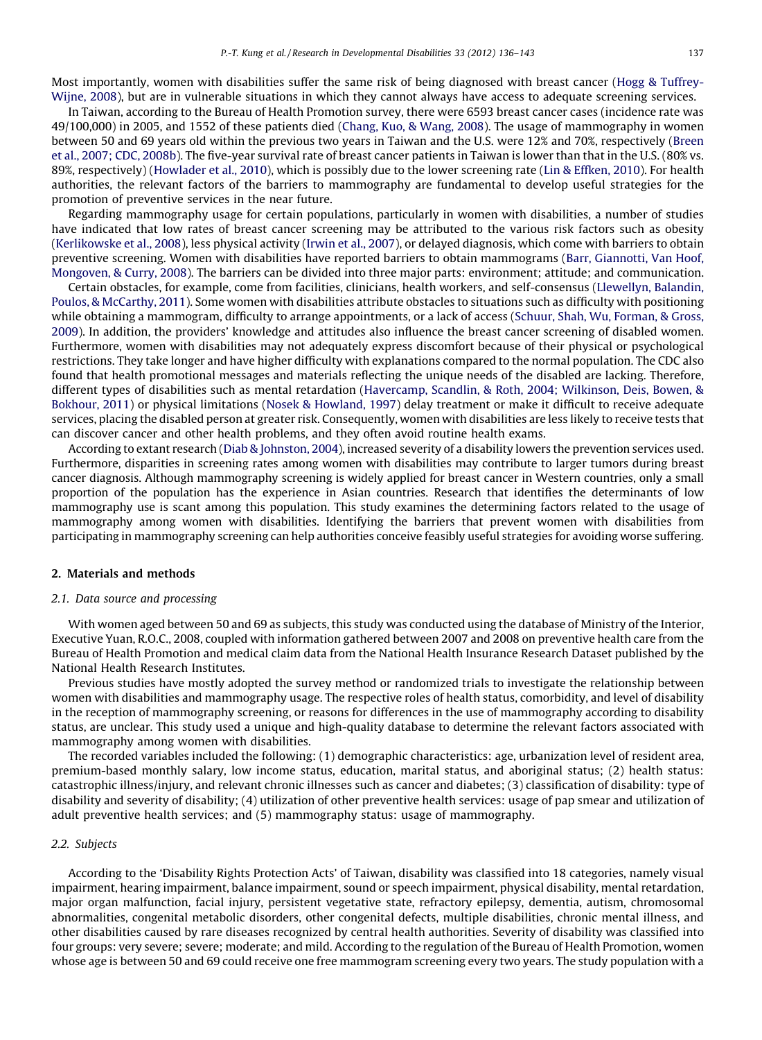Most importantly, women with disabilities suffer the same risk of being diagnosed with breast cancer (Hogg & Tuffrey-Wijne, 2008), but are in vulnerable situations in which they cannot always have access to adequate screening services.

In Taiwan, according to the Bureau of Health Promotion survey, there were 6593 breast cancer cases (incidence rate was 49/100,000) in 2005, and 1552 of these patients died (Chang, Kuo, & Wang, 2008). The usage of mammography in women between 50 and 69 years old within the previous two years in Taiwan and the U.S. were 12% and 70%, respectively (Breen et al., 2007; CDC, 2008b). The five-year survival rate of breast cancer patients in Taiwan is lower than that in the U.S. (80% vs. 89%, respectively) (Howlader et al., 2010), which is possibly due to the lower screening rate (Lin & Effken, 2010). For health authorities, the relevant factors of the barriers to mammography are fundamental to develop useful strategies for the promotion of preventive services in the near future.

Regarding mammography usage for certain populations, particularly in women with disabilities, a number of studies have indicated that low rates of breast cancer screening may be attributed to the various risk factors such as obesity (Kerlikowske et al., 2008), less physical activity (Irwin et al., 2007), or delayed diagnosis, which come with barriers to obtain preventive screening. Women with disabilities have reported barriers to obtain mammograms (Barr, Giannotti, Van Hoof, Mongoven, & Curry, 2008). The barriers can be divided into three major parts: environment; attitude; and communication.

Certain obstacles, for example, come from facilities, clinicians, health workers, and self-consensus (Llewellyn, Balandin, Poulos, & McCarthy, 2011). Some women with disabilities attribute obstacles to situations such as difficulty with positioning while obtaining a mammogram, difficulty to arrange appointments, or a lack of access (Schuur, Shah, Wu, Forman, & Gross, 2009). In addition, the providers' knowledge and attitudes also influence the breast cancer screening of disabled women. Furthermore, women with disabilities may not adequately express discomfort because of their physical or psychological restrictions. They take longer and have higher difficulty with explanations compared to the normal population. The CDC also found that health promotional messages and materials reflecting the unique needs of the disabled are lacking. Therefore, different types of disabilities such as mental retardation (Havercamp, Scandlin, & Roth, 2004; Wilkinson, Deis, Bowen, & Bokhour, 2011) or physical limitations (Nosek & Howland, 1997) delay treatment or make it difficult to receive adequate services, placing the disabled person at greater risk. Consequently, women with disabilities are less likely to receive tests that can discover cancer and other health problems, and they often avoid routine health exams.

According to extant research (Diab & Johnston, 2004), increased severity of a disability lowers the prevention services used. Furthermore, disparities in screening rates among women with disabilities may contribute to larger tumors during breast cancer diagnosis. Although mammography screening is widely applied for breast cancer in Western countries, only a small proportion of the population has the experience in Asian countries. Research that identifies the determinants of low mammography use is scant among this population. This study examines the determining factors related to the usage of mammography among women with disabilities. Identifying the barriers that prevent women with disabilities from participating in mammography screening can help authorities conceive feasibly useful strategies for avoiding worse suffering.

## 2. Materials and methods

### 2.1. Data source and processing

With women aged between 50 and 69 as subjects, this study was conducted using the database of Ministry of the Interior, Executive Yuan, R.O.C., 2008, coupled with information gathered between 2007 and 2008 on preventive health care from the Bureau of Health Promotion and medical claim data from the National Health Insurance Research Dataset published by the National Health Research Institutes.

Previous studies have mostly adopted the survey method or randomized trials to investigate the relationship between women with disabilities and mammography usage. The respective roles of health status, comorbidity, and level of disability in the reception of mammography screening, or reasons for differences in the use of mammography according to disability status, are unclear. This study used a unique and high-quality database to determine the relevant factors associated with mammography among women with disabilities.

The recorded variables included the following: (1) demographic characteristics: age, urbanization level of resident area, premium-based monthly salary, low income status, education, marital status, and aboriginal status; (2) health status: catastrophic illness/injury, and relevant chronic illnesses such as cancer and diabetes; (3) classification of disability: type of disability and severity of disability; (4) utilization of other preventive health services: usage of pap smear and utilization of adult preventive health services; and (5) mammography status: usage of mammography.

### 2.2. Subjects

According to the 'Disability Rights Protection Acts' of Taiwan, disability was classified into 18 categories, namely visual impairment, hearing impairment, balance impairment, sound or speech impairment, physical disability, mental retardation, major organ malfunction, facial injury, persistent vegetative state, refractory epilepsy, dementia, autism, chromosomal abnormalities, congenital metabolic disorders, other congenital defects, multiple disabilities, chronic mental illness, and other disabilities caused by rare diseases recognized by central health authorities. Severity of disability was classified into four groups: very severe; severe; moderate; and mild. According to the regulation of the Bureau of Health Promotion, women whose age is between 50 and 69 could receive one free mammogram screening every two years. The study population with a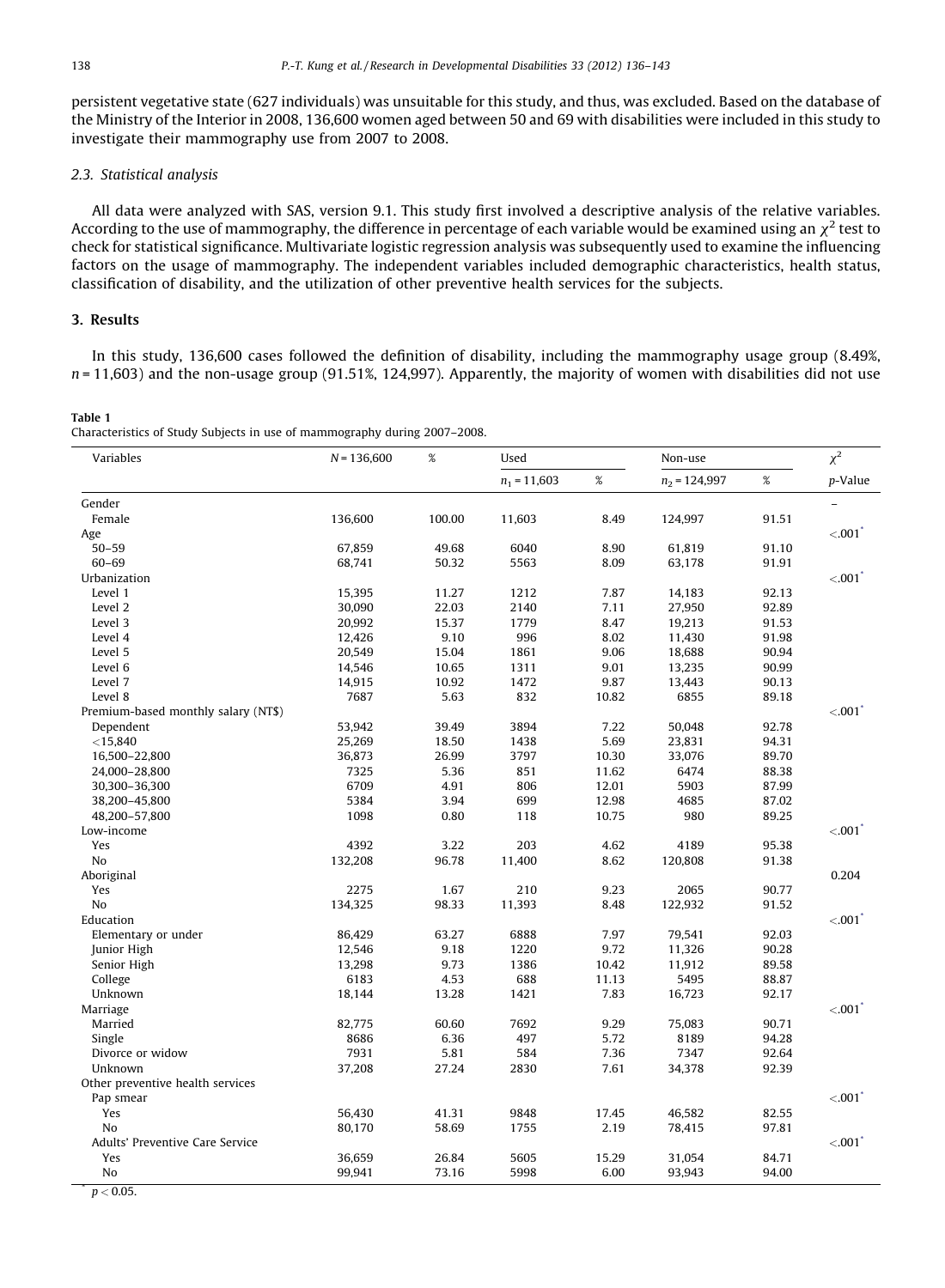persistent vegetative state (627 individuals) was unsuitable for this study, and thus, was excluded. Based on the database of the Ministry of the Interior in 2008, 136,600 women aged between 50 and 69 with disabilities were included in this study to investigate their mammography use from 2007 to 2008.

### 2.3. Statistical analysis

All data were analyzed with SAS, version 9.1. This study first involved a descriptive analysis of the relative variables. According to the use of mammography, the difference in percentage of each variable would be examined using an $\chi^2$ test to check for statistical significance. Multivariate logistic regression analysis was subsequently used to examine the influencing factors on the usage of mammography. The independent variables included demographic characteristics, health status, classification of disability, and the utilization of other preventive health services for the subjects.

## 3. Results

In this study, 136,600 cases followed the definition of disability, including the mammography usage group (8.49%, $n = 11,603$) and the non-usage group (91.51%, 124,997). Apparently, the majority of women with disabilities did not use

**Table 1**
Characteristics of Study Subjects in use of mammography during 2007–2008.

| Variables | $N = 136,600$ | % | Used | | Non-use | | $\chi^2$ |
|---|---|---|---|---|---|---|---|
| | | | $n_1 = 11,603$ | % | $n_2 = 124,997$ | % | *p*-Value |
| Gender | | | | | | | – |
| Female | 136,600 | 100.00 | 11,603 | 8.49 | 124,997 | 91.51 | |
| Age | | | | | | | <.001* |
| 50–59 | 67,859 | 49.68 | 6040 | 8.90 | 61,819 | 91.10 | |
| 60–69 | 68,741 | 50.32 | 5563 | 8.09 | 63,178 | 91.91 | |
| Urbanization | | | | | | | <.001* |
| Level 1 | 15,395 | 11.27 | 1212 | 7.87 | 14,183 | 92.13 | |
| Level 2 | 30,090 | 22.03 | 2140 | 7.11 | 27,950 | 92.89 | |
| Level 3 | 20,992 | 15.37 | 1779 | 8.47 | 19,213 | 91.53 | |
| Level 4 | 12,426 | 9.10 | 996 | 8.02 | 11,430 | 91.98 | |
| Level 5 | 20,549 | 15.04 | 1861 | 9.06 | 18,688 | 90.94 | |
| Level 6 | 14,546 | 10.65 | 1311 | 9.01 | 13,235 | 90.99 | |
| Level 7 | 14,915 | 10.92 | 1472 | 9.87 | 13,443 | 90.13 | |
| Level 8 | 7687 | 5.63 | 832 | 10.82 | 6855 | 89.18 | |
| Premium-based monthly salary (NT$) | | | | | | | <.001* |
| Dependent | 53,942 | 39.49 | 3894 | 7.22 | 50,048 | 92.78 | |
| <15,840 | 25,269 | 18.50 | 1438 | 5.69 | 23,831 | 94.31 | |
| 16,500–22,800 | 36,873 | 26.99 | 3797 | 10.30 | 33,076 | 89.70 | |
| 24,000–28,800 | 7325 | 5.36 | 851 | 11.62 | 6474 | 88.38 | |
| 30,300–36,300 | 6709 | 4.91 | 806 | 12.01 | 5903 | 87.99 | |
| 38,200–45,800 | 5384 | 3.94 | 699 | 12.98 | 4685 | 87.02 | |
| 48,200–57,800 | 1098 | 0.80 | 118 | 10.75 | 980 | 89.25 | |
| Low-income | | | | | | | <.001* |
| Yes | 4392 | 3.22 | 203 | 4.62 | 4189 | 95.38 | |
| No | 132,208 | 96.78 | 11,400 | 8.62 | 120,808 | 91.38 | |
| Aboriginal | | | | | | | 0.204 |
| Yes | 2275 | 1.67 | 210 | 9.23 | 2065 | 90.77 | |
| No | 134,325 | 98.33 | 11,393 | 8.48 | 122,932 | 91.52 | |
| Education | | | | | | | <.001* |
| Elementary or under | 86,429 | 63.27 | 6888 | 7.97 | 79,541 | 92.03 | |
| Junior High | 12,546 | 9.18 | 1220 | 9.72 | 11,326 | 90.28 | |
| Senior High | 13,298 | 9.73 | 1386 | 10.42 | 11,912 | 89.58 | |
| College | 6183 | 4.53 | 688 | 11.13 | 5495 | 88.87 | |
| Unknown | 18,144 | 13.28 | 1421 | 7.83 | 16,723 | 92.17 | |
| Marriage | | | | | | | <.001* |
| Married | 82,775 | 60.60 | 7692 | 9.29 | 75,083 | 90.71 | |
| Single | 8686 | 6.36 | 497 | 5.72 | 8189 | 94.28 | |
| Divorce or widow | 7931 | 5.81 | 584 | 7.36 | 7347 | 92.64 | |
| Unknown | 37,208 | 27.24 | 2830 | 7.61 | 34,378 | 92.39 | |
| Other preventive health services | | | | | | | |
| Pap smear | | | | | | | <.001* |
| Yes | 56,430 | 41.31 | 9848 | 17.45 | 46,582 | 82.55 | |
| No | 80,170 | 58.69 | 1755 | 2.19 | 78,415 | 97.81 | |
| Adults' Preventive Care Service | | | | | | | <.001* |
| Yes | 36,659 | 26.84 | 5605 | 15.29 | 31,054 | 84.71 | |
| No | 99,941 | 73.16 | 5998 | 6.00 | 93,943 | 94.00 | |

\* $p < 0.05$.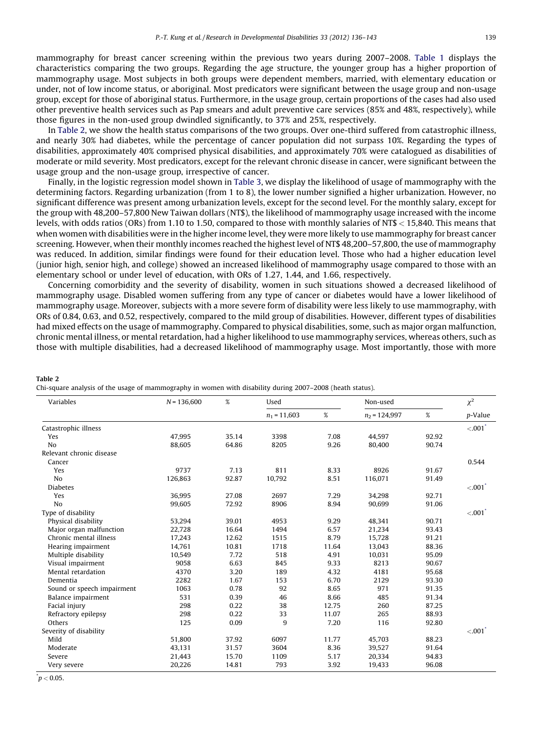mammography for breast cancer screening within the previous two years during 2007–2008. Table 1 displays the characteristics comparing the two groups. Regarding the age structure, the younger group has a higher proportion of mammography usage. Most subjects in both groups were dependent members, married, with elementary education or under, not of low income status, or aboriginal. Most predicators were significant between the usage group and non-usage group, except for those of aboriginal status. Furthermore, in the usage group, certain proportions of the cases had also used other preventive health services such as Pap smears and adult preventive care services (85% and 48%, respectively), while those figures in the non-used group dwindled significantly, to 37% and 25%, respectively.

In Table 2, we show the health status comparisons of the two groups. Over one-third suffered from catastrophic illness, and nearly 30% had diabetes, while the percentage of cancer population did not surpass 10%. Regarding the types of disabilities, approximately 40% comprised physical disabilities, and approximately 70% were catalogued as disabilities of moderate or mild severity. Most predicators, except for the relevant chronic disease in cancer, were significant between the usage group and the non-usage group, irrespective of cancer.

Finally, in the logistic regression model shown in Table 3, we display the likelihood of usage of mammography with the determining factors. Regarding urbanization (from 1 to 8), the lower number signified a higher urbanization. However, no significant difference was present among urbanization levels, except for the second level. For the monthly salary, except for the group with 48,200–57,800 New Taiwan dollars (NT$), the likelihood of mammography usage increased with the income levels, with odds ratios (ORs) from 1.10 to 1.50, compared to those with monthly salaries of NT$ < 15,840. This means that when women with disabilities were in the higher income level, they were more likely to use mammography for breast cancer screening. However, when their monthly incomes reached the highest level of NT$ 48,200–57,800, the use of mammography was reduced. In addition, similar findings were found for their education level. Those who had a higher education level (junior high, senior high, and college) showed an increased likelihood of mammography usage compared to those with an elementary school or under level of education, with ORs of 1.27, 1.44, and 1.66, respectively.

Concerning comorbidity and the severity of disability, women in such situations showed a decreased likelihood of mammography usage. Disabled women suffering from any type of cancer or diabetes would have a lower likelihood of mammography usage. Moreover, subjects with a more severe form of disability were less likely to use mammography, with ORs of 0.84, 0.63, and 0.52, respectively, compared to the mild group of disabilities. However, different types of disabilities had mixed effects on the usage of mammography. Compared to physical disabilities, some, such as major organ malfunction, chronic mental illness, or mental retardation, had a higher likelihood to use mammography services, whereas others, such as those with multiple disabilities, had a decreased likelihood of mammography usage. Most importantly, those with more

**Table 2**
Chi-square analysis of the usage of mammography in women with disability during 2007–2008 (heath status).

| Variables | N = 136,600 | % | Used | | Non-used | | $\chi^2$ |
|---|---|---|---|---|---|---|---|
| | | | $n_1$ = 11,603 | % | $n_2$ = 124,997 | % | *p*-Value |
| Catastrophic illness | | | | | | | <.001* |
| Yes | 47,995 | 35.14 | 3398 | 7.08 | 44,597 | 92.92 | |
| No | 88,605 | 64.86 | 8205 | 9.26 | 80,400 | 90.74 | |
| Relevant chronic disease | | | | | | | |
| Cancer | | | | | | | 0.544 |
| Yes | 9737 | 7.13 | 811 | 8.33 | 8926 | 91.67 | |
| No | 126,863 | 92.87 | 10,792 | 8.51 | 116,071 | 91.49 | |
| Diabetes | | | | | | | <.001* |
| Yes | 36,995 | 27.08 | 2697 | 7.29 | 34,298 | 92.71 | |
| No | 99,605 | 72.92 | 8906 | 8.94 | 90,699 | 91.06 | |
| Type of disability | | | | | | | <.001* |
| Physical disability | 53,294 | 39.01 | 4953 | 9.29 | 48,341 | 90.71 | |
| Major organ malfunction | 22,728 | 16.64 | 1494 | 6.57 | 21,234 | 93.43 | |
| Chronic mental illness | 17,243 | 12.62 | 1515 | 8.79 | 15,728 | 91.21 | |
| Hearing impairment | 14,761 | 10.81 | 1718 | 11.64 | 13,043 | 88.36 | |
| Multiple disability | 10,549 | 7.72 | 518 | 4.91 | 10,031 | 95.09 | |
| Visual impairment | 9058 | 6.63 | 845 | 9.33 | 8213 | 90.67 | |
| Mental retardation | 4370 | 3.20 | 189 | 4.32 | 4181 | 95.68 | |
| Dementia | 2282 | 1.67 | 153 | 6.70 | 2129 | 93.30 | |
| Sound or speech impairment | 1063 | 0.78 | 92 | 8.65 | 971 | 91.35 | |
| Balance impairment | 531 | 0.39 | 46 | 8.66 | 485 | 91.34 | |
| Facial injury | 298 | 0.22 | 38 | 12.75 | 260 | 87.25 | |
| Refractory epilepsy | 298 | 0.22 | 33 | 11.07 | 265 | 88.93 | |
| Others | 125 | 0.09 | 9 | 7.20 | 116 | 92.80 | |
| Severity of disability | | | | | | | <.001* |
| Mild | 51,800 | 37.92 | 6097 | 11.77 | 45,703 | 88.23 | |
| Moderate | 43,131 | 31.57 | 3604 | 8.36 | 39,527 | 91.64 | |
| Severe | 21,443 | 15.70 | 1109 | 5.17 | 20,334 | 94.83 | |
| Very severe | 20,226 | 14.81 | 793 | 3.92 | 19,433 | 96.08 | |

* $p < 0.05$.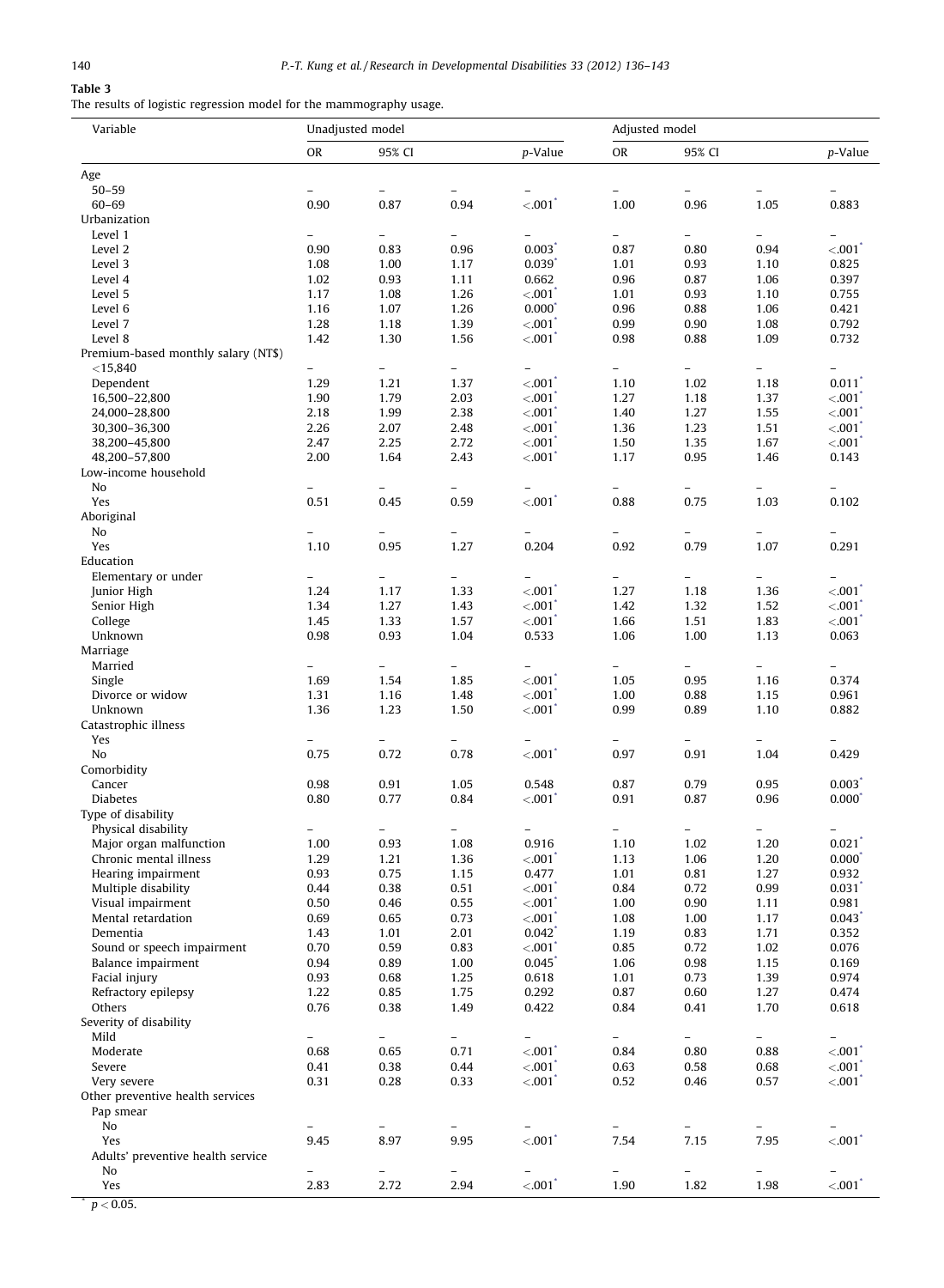**Table 3**
The results of logistic regression model for the mammography usage.

| Variable | Unadjusted model | | | | Adjusted model | | | |
|---|---|---|---|---|---|---|---|---|
| | OR | 95% CI | | *p*-Value | OR | 95% CI | | *p*-Value |
| Age | | | | | | | | |
| 50–59 | – | – | – | – | – | – | – | – |
| 60–69 | 0.90 | 0.87 | 0.94 | <.001* | 1.00 | 0.96 | 1.05 | 0.883 |
| Urbanization | | | | | | | | |
| Level 1 | – | – | – | – | – | – | – | – |
| Level 2 | 0.90 | 0.83 | 0.96 | 0.003* | 0.87 | 0.80 | 0.94 | <.001* |
| Level 3 | 1.08 | 1.00 | 1.17 | 0.039* | 1.01 | 0.93 | 1.10 | 0.825 |
| Level 4 | 1.02 | 0.93 | 1.11 | 0.662 | 0.96 | 0.87 | 1.06 | 0.397 |
| Level 5 | 1.17 | 1.08 | 1.26 | <.001* | 1.01 | 0.93 | 1.10 | 0.755 |
| Level 6 | 1.16 | 1.07 | 1.26 | 0.000* | 0.96 | 0.88 | 1.06 | 0.421 |
| Level 7 | 1.28 | 1.18 | 1.39 | <.001* | 0.99 | 0.90 | 1.08 | 0.792 |
| Level 8 | 1.42 | 1.30 | 1.56 | <.001* | 0.98 | 0.88 | 1.09 | 0.732 |
| Premium-based monthly salary (NT$) | | | | | | | | |
| <15,840 | – | – | – | – | – | – | – | – |
| Dependent | 1.29 | 1.21 | 1.37 | <.001* | 1.10 | 1.02 | 1.18 | 0.011* |
| 16,500–22,800 | 1.90 | 1.79 | 2.03 | <.001* | 1.27 | 1.18 | 1.37 | <.001* |
| 24,000–28,800 | 2.18 | 1.99 | 2.38 | <.001* | 1.40 | 1.27 | 1.55 | <.001* |
| 30,300–36,300 | 2.26 | 2.07 | 2.48 | <.001* | 1.36 | 1.23 | 1.51 | <.001* |
| 38,200–45,800 | 2.47 | 2.25 | 2.72 | <.001* | 1.50 | 1.35 | 1.67 | <.001* |
| 48,200–57,800 | 2.00 | 1.64 | 2.43 | <.001* | 1.17 | 0.95 | 1.46 | 0.143 |
| Low-income household | | | | | | | | |
| No | – | – | – | – | – | – | – | – |
| Yes | 0.51 | 0.45 | 0.59 | <.001* | 0.88 | 0.75 | 1.03 | 0.102 |
| Aboriginal | | | | | | | | |
| No | – | – | – | – | – | – | – | – |
| Yes | 1.10 | 0.95 | 1.27 | 0.204 | 0.92 | 0.79 | 1.07 | 0.291 |
| Education | | | | | | | | |
| Elementary or under | – | – | – | – | – | – | – | – |
| Junior High | 1.24 | 1.17 | 1.33 | <.001* | 1.27 | 1.18 | 1.36 | <.001* |
| Senior High | 1.34 | 1.27 | 1.43 | <.001* | 1.42 | 1.32 | 1.52 | <.001* |
| College | 1.45 | 1.33 | 1.57 | <.001* | 1.66 | 1.51 | 1.83 | <.001* |
| Unknown | 0.98 | 0.93 | 1.04 | 0.533 | 1.06 | 1.00 | 1.13 | 0.063 |
| Marriage | | | | | | | | |
| Married | – | – | – | – | – | – | – | – |
| Single | 1.69 | 1.54 | 1.85 | <.001* | 1.05 | 0.95 | 1.16 | 0.374 |
| Divorce or widow | 1.31 | 1.16 | 1.48 | <.001* | 1.00 | 0.88 | 1.15 | 0.961 |
| Unknown | 1.36 | 1.23 | 1.50 | <.001* | 0.99 | 0.89 | 1.10 | 0.882 |
| Catastrophic illness | | | | | | | | |
| Yes | – | – | – | – | – | – | – | – |
| No | 0.75 | 0.72 | 0.78 | <.001* | 0.97 | 0.91 | 1.04 | 0.429 |
| Comorbidity | | | | | | | | |
| Cancer | 0.98 | 0.91 | 1.05 | 0.548 | 0.87 | 0.79 | 0.95 | 0.003* |
| Diabetes | 0.80 | 0.77 | 0.84 | <.001* | 0.91 | 0.87 | 0.96 | 0.000* |
| Type of disability | | | | | | | | |
| Physical disability | – | – | – | – | – | – | – | – |
| Major organ malfunction | 1.00 | 0.93 | 1.08 | 0.916 | 1.10 | 1.02 | 1.20 | 0.021* |
| Chronic mental illness | 1.29 | 1.21 | 1.36 | <.001* | 1.13 | 1.06 | 1.20 | 0.000* |
| Hearing impairment | 0.93 | 0.75 | 1.15 | 0.477 | 1.01 | 0.81 | 1.27 | 0.932 |
| Multiple disability | 0.44 | 0.38 | 0.51 | <.001* | 0.84 | 0.72 | 0.99 | 0.031* |
| Visual impairment | 0.50 | 0.46 | 0.55 | <.001* | 1.00 | 0.90 | 1.11 | 0.981 |
| Mental retardation | 0.69 | 0.65 | 0.73 | <.001* | 1.08 | 1.00 | 1.17 | 0.043* |
| Dementia | 1.43 | 1.01 | 2.01 | 0.042* | 1.19 | 0.83 | 1.71 | 0.352 |
| Sound or speech impairment | 0.70 | 0.59 | 0.83 | <.001* | 0.85 | 0.72 | 1.02 | 0.076 |
| Balance impairment | 0.94 | 0.89 | 1.00 | 0.045* | 1.06 | 0.98 | 1.15 | 0.169 |
| Facial injury | 0.93 | 0.68 | 1.25 | 0.618 | 1.01 | 0.73 | 1.39 | 0.974 |
| Refractory epilepsy | 1.22 | 0.85 | 1.75 | 0.292 | 0.87 | 0.60 | 1.27 | 0.474 |
| Others | 0.76 | 0.38 | 1.49 | 0.422 | 0.84 | 0.41 | 1.70 | 0.618 |
| Severity of disability | | | | | | | | |
| Mild | – | – | – | – | – | – | – | – |
| Moderate | 0.68 | 0.65 | 0.71 | <.001* | 0.84 | 0.80 | 0.88 | <.001* |
| Severe | 0.41 | 0.38 | 0.44 | <.001* | 0.63 | 0.58 | 0.68 | <.001* |
| Very severe | 0.31 | 0.28 | 0.33 | <.001* | 0.52 | 0.46 | 0.57 | <.001* |
| Other preventive health services | | | | | | | | |
| Pap smear | | | | | | | | |
| No | – | – | – | – | – | – | – | – |
| Yes | 9.45 | 8.97 | 9.95 | <.001* | 7.54 | 7.15 | 7.95 | <.001* |
| Adults' preventive health service | | | | | | | | |
| No | – | – | – | – | – | – | – | – |
| Yes | 2.83 | 2.72 | 2.94 | <.001* | 1.90 | 1.82 | 1.98 | <.001* |

* $p < 0.05$.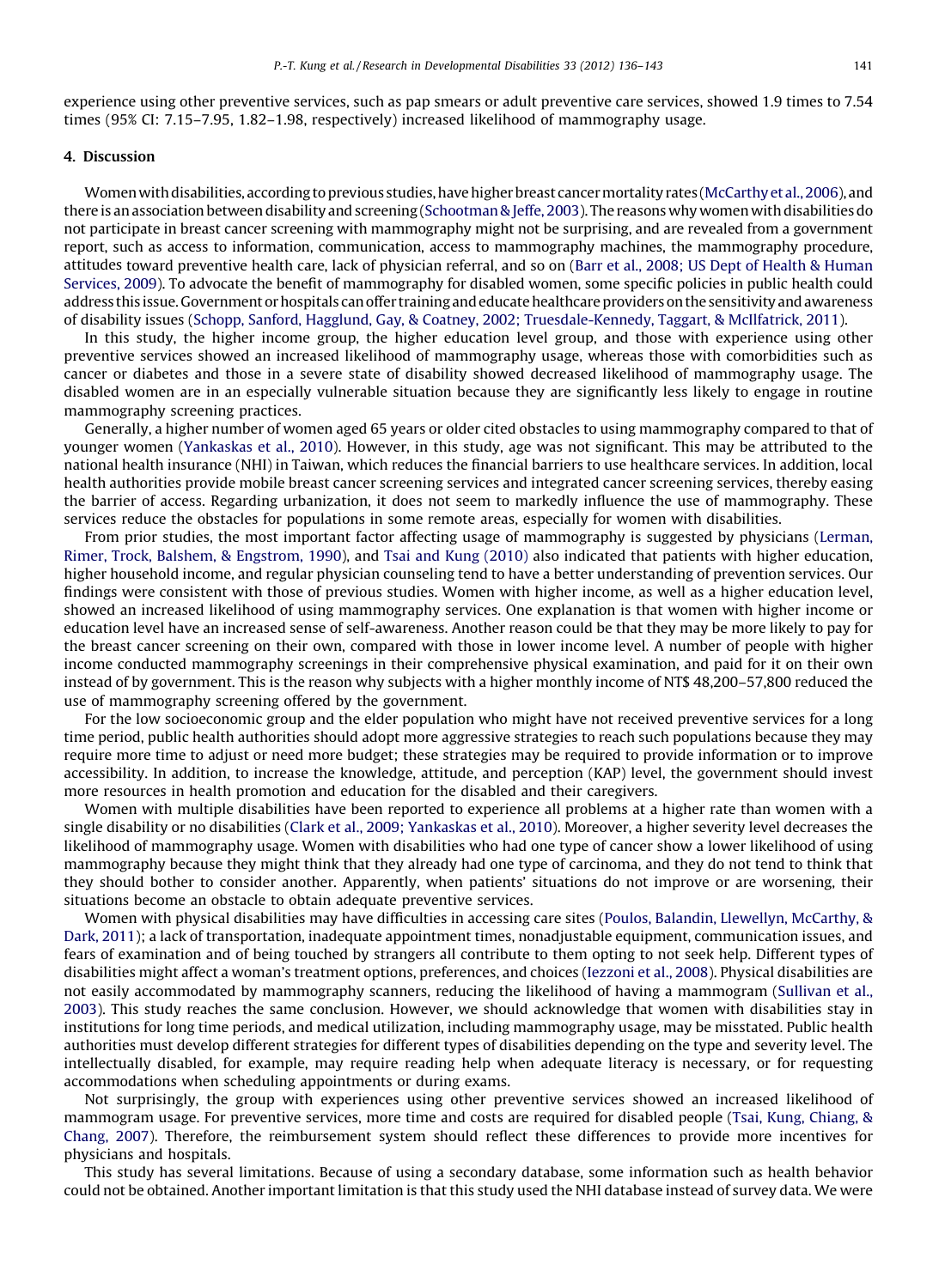experience using other preventive services, such as pap smears or adult preventive care services, showed 1.9 times to 7.54 times (95% CI: 7.15–7.95, 1.82–1.98, respectively) increased likelihood of mammography usage.

## 4. Discussion

Women with disabilities, according to previous studies, have higher breast cancer mortality rates (McCarthy et al., 2006), and there is an association between disability and screening (Schootman & Jeffe, 2003). The reasons why women with disabilities do not participate in breast cancer screening with mammography might not be surprising, and are revealed from a government report, such as access to information, communication, access to mammography machines, the mammography procedure, attitudes toward preventive health care, lack of physician referral, and so on (Barr et al., 2008; US Dept of Health & Human Services, 2009). To advocate the benefit of mammography for disabled women, some specific policies in public health could address this issue. Government or hospitals can offer training and educate healthcare providers on the sensitivity and awareness of disability issues (Schopp, Sanford, Hagglund, Gay, & Coatney, 2002; Truesdale-Kennedy, Taggart, & McIlfatrick, 2011).

In this study, the higher income group, the higher education level group, and those with experience using other preventive services showed an increased likelihood of mammography usage, whereas those with comorbidities such as cancer or diabetes and those in a severe state of disability showed decreased likelihood of mammography usage. The disabled women are in an especially vulnerable situation because they are significantly less likely to engage in routine mammography screening practices.

Generally, a higher number of women aged 65 years or older cited obstacles to using mammography compared to that of younger women (Yankaskas et al., 2010). However, in this study, age was not significant. This may be attributed to the national health insurance (NHI) in Taiwan, which reduces the financial barriers to use healthcare services. In addition, local health authorities provide mobile breast cancer screening services and integrated cancer screening services, thereby easing the barrier of access. Regarding urbanization, it does not seem to markedly influence the use of mammography. These services reduce the obstacles for populations in some remote areas, especially for women with disabilities.

From prior studies, the most important factor affecting usage of mammography is suggested by physicians (Lerman, Rimer, Trock, Balshem, & Engstrom, 1990), and Tsai and Kung (2010) also indicated that patients with higher education, higher household income, and regular physician counseling tend to have a better understanding of prevention services. Our findings were consistent with those of previous studies. Women with higher income, as well as a higher education level, showed an increased likelihood of using mammography services. One explanation is that women with higher income or education level have an increased sense of self-awareness. Another reason could be that they may be more likely to pay for the breast cancer screening on their own, compared with those in lower income level. A number of people with higher income conducted mammography screenings in their comprehensive physical examination, and paid for it on their own instead of by government. This is the reason why subjects with a higher monthly income of NT$ 48,200–57,800 reduced the use of mammography screening offered by the government.

For the low socioeconomic group and the elder population who might have not received preventive services for a long time period, public health authorities should adopt more aggressive strategies to reach such populations because they may require more time to adjust or need more budget; these strategies may be required to provide information or to improve accessibility. In addition, to increase the knowledge, attitude, and perception (KAP) level, the government should invest more resources in health promotion and education for the disabled and their caregivers.

Women with multiple disabilities have been reported to experience all problems at a higher rate than women with a single disability or no disabilities (Clark et al., 2009; Yankaskas et al., 2010). Moreover, a higher severity level decreases the likelihood of mammography usage. Women with disabilities who had one type of cancer show a lower likelihood of using mammography because they might think that they already had one type of carcinoma, and they do not tend to think that they should bother to consider another. Apparently, when patients' situations do not improve or are worsening, their situations become an obstacle to obtain adequate preventive services.

Women with physical disabilities may have difficulties in accessing care sites (Poulos, Balandin, Llewellyn, McCarthy, & Dark, 2011); a lack of transportation, inadequate appointment times, nonadjustable equipment, communication issues, and fears of examination and of being touched by strangers all contribute to them opting to not seek help. Different types of disabilities might affect a woman's treatment options, preferences, and choices (Iezzoni et al., 2008). Physical disabilities are not easily accommodated by mammography scanners, reducing the likelihood of having a mammogram (Sullivan et al., 2003). This study reaches the same conclusion. However, we should acknowledge that women with disabilities stay in institutions for long time periods, and medical utilization, including mammography usage, may be misstated. Public health authorities must develop different strategies for different types of disabilities depending on the type and severity level. The intellectually disabled, for example, may require reading help when adequate literacy is necessary, or for requesting accommodations when scheduling appointments or during exams.

Not surprisingly, the group with experiences using other preventive services showed an increased likelihood of mammogram usage. For preventive services, more time and costs are required for disabled people (Tsai, Kung, Chiang, & Chang, 2007). Therefore, the reimbursement system should reflect these differences to provide more incentives for physicians and hospitals.

This study has several limitations. Because of using a secondary database, some information such as health behavior could not be obtained. Another important limitation is that this study used the NHI database instead of survey data. We were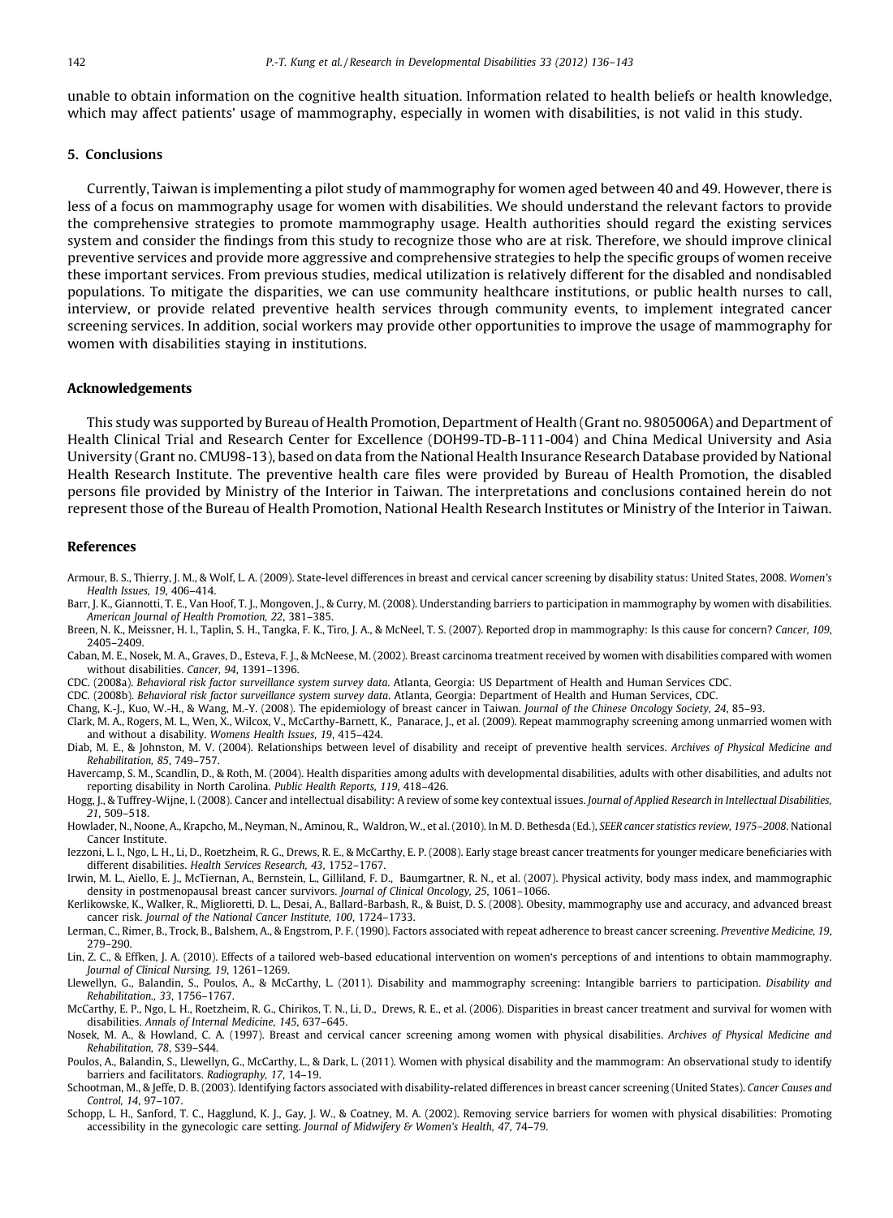unable to obtain information on the cognitive health situation. Information related to health beliefs or health knowledge, which may affect patients' usage of mammography, especially in women with disabilities, is not valid in this study.

## 5. Conclusions

Currently, Taiwan is implementing a pilot study of mammography for women aged between 40 and 49. However, there is less of a focus on mammography usage for women with disabilities. We should understand the relevant factors to provide the comprehensive strategies to promote mammography usage. Health authorities should regard the existing services system and consider the findings from this study to recognize those who are at risk. Therefore, we should improve clinical preventive services and provide more aggressive and comprehensive strategies to help the specific groups of women receive these important services. From previous studies, medical utilization is relatively different for the disabled and nondisabled populations. To mitigate the disparities, we can use community healthcare institutions, or public health nurses to call, interview, or provide related preventive health services through community events, to implement integrated cancer screening services. In addition, social workers may provide other opportunities to improve the usage of mammography for women with disabilities staying in institutions.

## Acknowledgements

This study was supported by Bureau of Health Promotion, Department of Health (Grant no. 9805006A) and Department of Health Clinical Trial and Research Center for Excellence (DOH99-TD-B-111-004) and China Medical University and Asia University (Grant no. CMU98-13), based on data from the National Health Insurance Research Database provided by National Health Research Institute. The preventive health care files were provided by Bureau of Health Promotion, the disabled persons file provided by Ministry of the Interior in Taiwan. The interpretations and conclusions contained herein do not represent those of the Bureau of Health Promotion, National Health Research Institutes or Ministry of the Interior in Taiwan.

## References

Armour, B. S., Thierry, J. M., & Wolf, L. A. (2009). State-level differences in breast and cervical cancer screening by disability status: United States, 2008. *Women's Health Issues, 19*, 406–414.

Barr, J. K., Giannotti, T. E., Van Hoof, T. J., Mongoven, J., & Curry, M. (2008). Understanding barriers to participation in mammography by women with disabilities. *American Journal of Health Promotion, 22*, 381–385.

Breen, N. K., Meissner, H. I., Taplin, S. H., Tangka, F. K., Tiro, J. A., & McNeel, T. S. (2007). Reported drop in mammography: Is this cause for concern? *Cancer, 109*, 2405–2409.

Caban, M. E., Nosek, M. A., Graves, D., Esteva, F. J., & McNeese, M. (2002). Breast carcinoma treatment received by women with disabilities compared with women without disabilities. *Cancer, 94*, 1391–1396.

CDC. (2008a). *Behavioral risk factor surveillance system survey data*. Atlanta, Georgia: US Department of Health and Human Services CDC.

CDC. (2008b). *Behavioral risk factor surveillance system survey data*. Atlanta, Georgia: Department of Health and Human Services, CDC.

Chang, K.-J., Kuo, W.-H., & Wang, M.-Y. (2008). The epidemiology of breast cancer in Taiwan. *Journal of the Chinese Oncology Society, 24*, 85–93.

Clark, M. A., Rogers, M. L., Wen, X., Wilcox, V., McCarthy-Barnett, K., Panarace, J., et al. (2009). Repeat mammography screening among unmarried women with and without a disability. *Womens Health Issues, 19*, 415–424.

Diab, M. E., & Johnston, M. V. (2004). Relationships between level of disability and receipt of preventive health services. *Archives of Physical Medicine and Rehabilitation, 85*, 749–757.

Havercamp, S. M., Scandlin, D., & Roth, M. (2004). Health disparities among adults with developmental disabilities, adults with other disabilities, and adults not reporting disability in North Carolina. *Public Health Reports, 119*, 418–426.

Hogg, J., & Tuffrey-Wijne, I. (2008). Cancer and intellectual disability: A review of some key contextual issues. *Journal of Applied Research in Intellectual Disabilities, 21*, 509–518.

Howlader, N., Noone, A., Krapcho, M., Neyman, N., Aminou, R., Waldron, W., et al. (2010). In M. D. Bethesda (Ed.), *SEER cancer statistics review, 1975–2008*. National Cancer Institute.

Iezzoni, L. I., Ngo, L. H., Li, D., Roetzheim, R. G., Drews, R. E., & McCarthy, E. P. (2008). Early stage breast cancer treatments for younger medicare beneficiaries with different disabilities. *Health Services Research, 43*, 1752–1767.

Irwin, M. L., Aiello, E. J., McTiernan, A., Bernstein, L., Gilliland, F. D., Baumgartner, R. N., et al. (2007). Physical activity, body mass index, and mammographic density in postmenopausal breast cancer survivors. *Journal of Clinical Oncology, 25*, 1061–1066.

Kerlikowske, K., Walker, R., Miglioretti, D. L., Desai, A., Ballard-Barbash, R., & Buist, D. S. (2008). Obesity, mammography use and accuracy, and advanced breast cancer risk. *Journal of the National Cancer Institute, 100*, 1724–1733.

Lerman, C., Rimer, B., Trock, B., Balshem, A., & Engstrom, P. F. (1990). Factors associated with repeat adherence to breast cancer screening. *Preventive Medicine, 19*, 279–290.

Lin, Z. C., & Effken, J. A. (2010). Effects of a tailored web-based educational intervention on women's perceptions of and intentions to obtain mammography. *Journal of Clinical Nursing, 19*, 1261–1269.

Llewellyn, G., Balandin, S., Poulos, A., & McCarthy, L. (2011). Disability and mammography screening: Intangible barriers to participation. *Disability and Rehabilitation., 33*, 1756–1767.

McCarthy, E. P., Ngo, L. H., Roetzheim, R. G., Chirikos, T. N., Li, D., Drews, R. E., et al. (2006). Disparities in breast cancer treatment and survival for women with disabilities. *Annals of Internal Medicine, 145*, 637–645.

Nosek, M. A., & Howland, C. A. (1997). Breast and cervical cancer screening among women with physical disabilities. *Archives of Physical Medicine and Rehabilitation, 78*, S39–S44.

Poulos, A., Balandin, S., Llewellyn, G., McCarthy, L., & Dark, L. (2011). Women with physical disability and the mammogram: An observational study to identify barriers and facilitators. *Radiography, 17*, 14–19.

Schootman, M., & Jeffe, D. B. (2003). Identifying factors associated with disability-related differences in breast cancer screening (United States). *Cancer Causes and Control, 14*, 97–107.

Schopp, L. H., Sanford, T. C., Hagglund, K. J., Gay, J. W., & Coatney, M. A. (2002). Removing service barriers for women with physical disabilities: Promoting accessibility in the gynecologic care setting. *Journal of Midwifery & Women's Health, 47*, 74–79.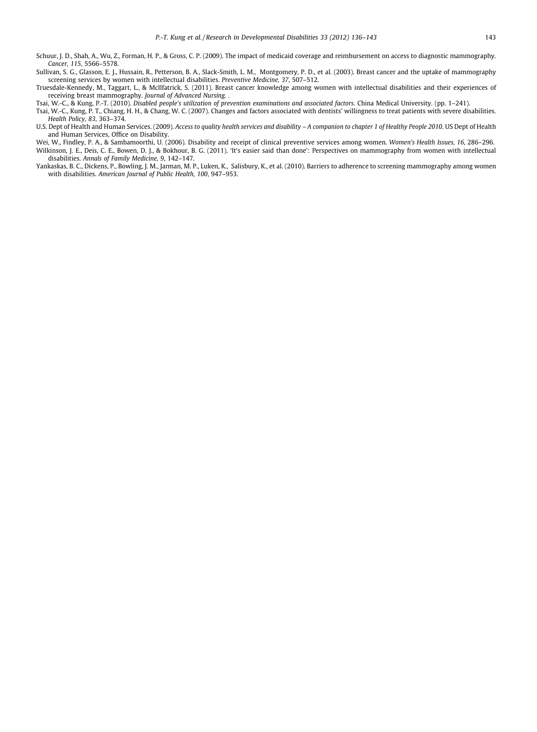Schuur, J. D., Shah, A., Wu, Z., Forman, H. P., & Gross, C. P. (2009). The impact of medicaid coverage and reimbursement on access to diagnostic mammography. *Cancer, 115*, 5566–5578.

Sullivan, S. G., Glasson, E. J., Hussain, R., Petterson, B. A., Slack-Smith, L. M., Montgomery, P. D., et al. (2003). Breast cancer and the uptake of mammography screening services by women with intellectual disabilities. *Preventive Medicine, 37*, 507–512.

Truesdale-Kennedy, M., Taggart, L., & McIlfatrick, S. (2011). Breast cancer knowledge among women with intellectual disabilities and their experiences of receiving breast mammography. *Journal of Advanced Nursing*. .

Tsai, W.-C., & Kung, P.-T. (2010). *Disabled people's utilization of prevention examinations and associated factors*. China Medical University. (pp. 1–241).

Tsai, W.-C., Kung, P. T., Chiang, H. H., & Chang, W. C. (2007). Changes and factors associated with dentists' willingness to treat patients with severe disabilities. *Health Policy, 83*, 363–374.

U.S. Dept of Health and Human Services. (2009). *Access to quality health services and disability – A companion to chapter 1 of Healthy People 2010*. US Dept of Health and Human Services, Office on Disability.

Wei, W., Findley, P. A., & Sambamoorthi, U. (2006). Disability and receipt of clinical preventive services among women. *Women's Health Issues, 16*, 286–296.

Wilkinson, J. E., Deis, C. E., Bowen, D. J., & Bokhour, B. G. (2011). 'It's easier said than done': Perspectives on mammography from women with intellectual disabilities. *Annals of Family Medicine, 9*, 142–147.

Yankaskas, B. C., Dickens, P., Bowling, J. M., Jarman, M. P., Luken, K., Salisbury, K., et al. (2010). Barriers to adherence to screening mammography among women with disabilities. *American Journal of Public Health, 100*, 947–953.